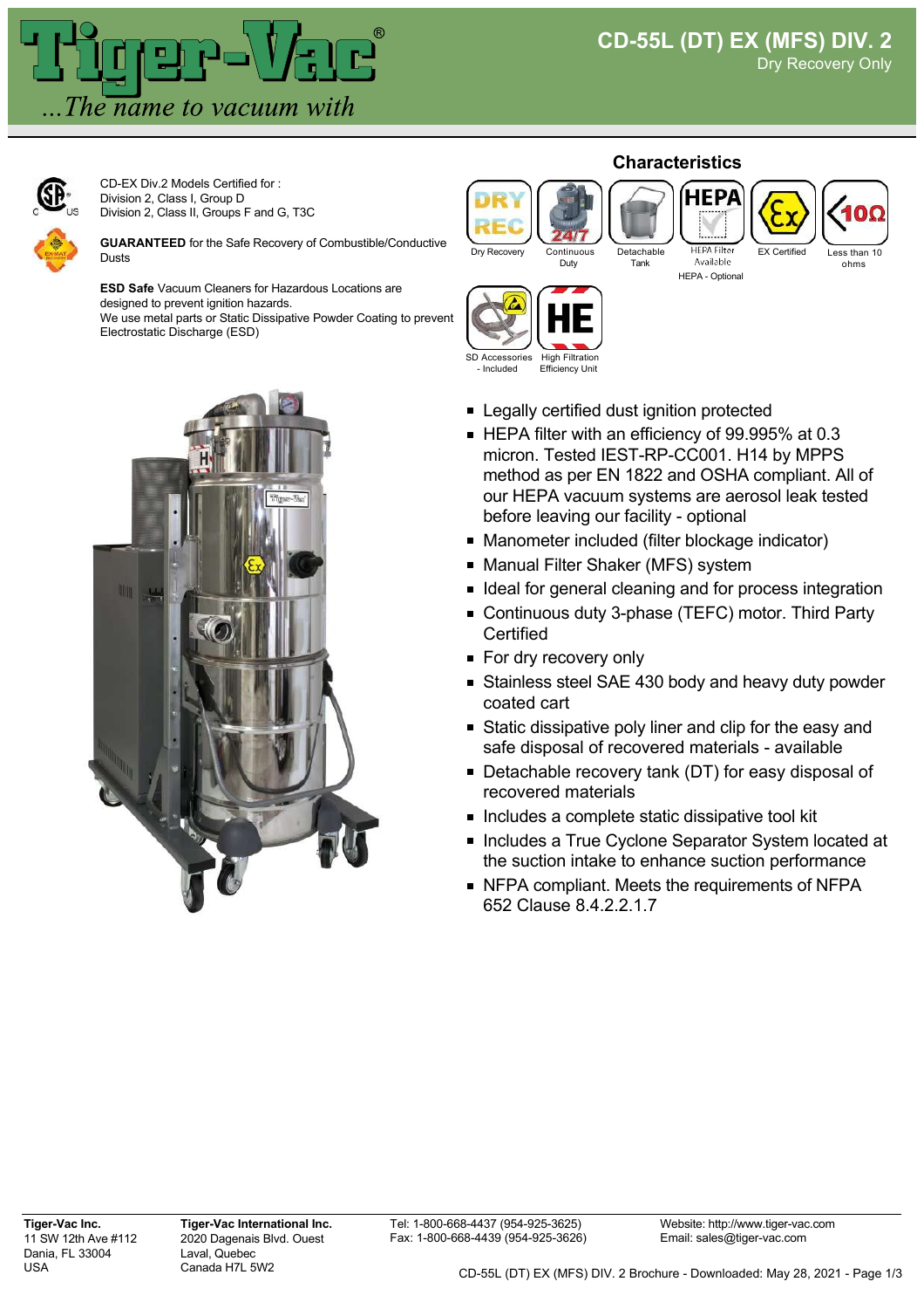# CD-55L (DT) EX (MFS) DIV. 2

Dry Recovery Only

CD-EX Div.2 Models Certified for :
Division 2, Class I, Group D
Division 2, Class II, Groups F and G, T3C

**GUARANTEED** for the Safe Recovery of Combustible/Conductive Dusts

**ESD Safe** Vacuum Cleaners for Hazardous Locations are designed to prevent ignition hazards.
We use metal parts or Static Dissipative Powder Coating to prevent Electrostatic Discharge (ESD)

## Characteristics

- Dry Recovery
- Continuous Duty
- Detachable Tank
- HEPA Filter Available — HEPA - Optional
- EX Certified
- Less than 10 ohms
- SD Accessories - Included
- High Filtration Efficiency Unit

- Legally certified dust ignition protected
- HEPA filter with an efficiency of 99.995% at 0.3 micron. Tested IEST-RP-CC001. H14 by MPPS method as per EN 1822 and OSHA compliant. All of our HEPA vacuum systems are aerosol leak tested before leaving our facility - optional
- Manometer included (filter blockage indicator)
- Manual Filter Shaker (MFS) system
- Ideal for general cleaning and for process integration
- Continuous duty 3-phase (TEFC) motor. Third Party Certified
- For dry recovery only
- Stainless steel SAE 430 body and heavy duty powder coated cart
- Static dissipative poly liner and clip for the easy and safe disposal of recovered materials - available
- Detachable recovery tank (DT) for easy disposal of recovered materials
- Includes a complete static dissipative tool kit
- Includes a True Cyclone Separator System located at the suction intake to enhance suction performance
- NFPA compliant. Meets the requirements of NFPA 652 Clause 8.4.2.2.1.7

**Tiger-Vac Inc.**
11 SW 12th Ave #112
Dania, FL 33004
USA

**Tiger-Vac International Inc.**
2020 Dagenais Blvd. Ouest
Laval, Quebec
Canada H7L 5W2

Tel: 1-800-668-4437 (954-925-3625)
Fax: 1-800-668-4439 (954-925-3626)

Website: http://www.tiger-vac.com
Email: sales@tiger-vac.com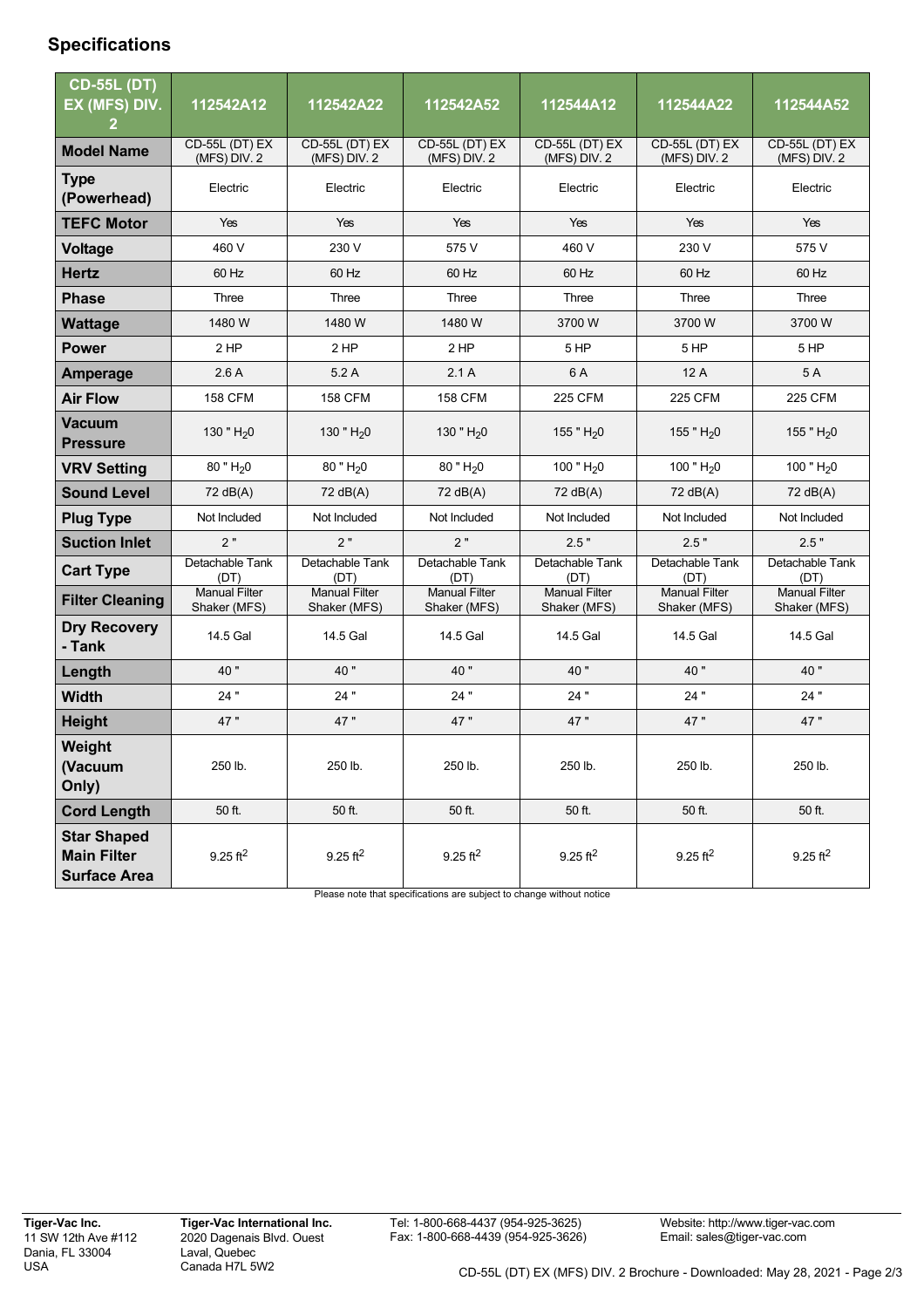## Specifications

| CD-55L (DT) EX (MFS) DIV. 2 | 112542A12 | 112542A22 | 112542A52 | 112544A12 | 112544A22 | 112544A52 |
|---|---|---|---|---|---|---|
| **Model Name** | CD-55L (DT) EX (MFS) DIV. 2 | CD-55L (DT) EX (MFS) DIV. 2 | CD-55L (DT) EX (MFS) DIV. 2 | CD-55L (DT) EX (MFS) DIV. 2 | CD-55L (DT) EX (MFS) DIV. 2 | CD-55L (DT) EX (MFS) DIV. 2 |
| **Type (Powerhead)** | Electric | Electric | Electric | Electric | Electric | Electric |
| **TEFC Motor** | Yes | Yes | Yes | Yes | Yes | Yes |
| **Voltage** | 460 V | 230 V | 575 V | 460 V | 230 V | 575 V |
| **Hertz** | 60 Hz | 60 Hz | 60 Hz | 60 Hz | 60 Hz | 60 Hz |
| **Phase** | Three | Three | Three | Three | Three | Three |
| **Wattage** | 1480 W | 1480 W | 1480 W | 3700 W | 3700 W | 3700 W |
| **Power** | 2 HP | 2 HP | 2 HP | 5 HP | 5 HP | 5 HP |
| **Amperage** | 2.6 A | 5.2 A | 2.1 A | 6 A | 12 A | 5 A |
| **Air Flow** | 158 CFM | 158 CFM | 158 CFM | 225 CFM | 225 CFM | 225 CFM |
| **Vacuum Pressure** | 130 " $H_20$ | 130 " $H_20$ | 130 " $H_20$ | 155 " $H_20$ | 155 " $H_20$ | 155 " $H_20$ |
| **VRV Setting** | 80 " $H_20$ | 80 " $H_20$ | 80 " $H_20$ | 100 " $H_20$ | 100 " $H_20$ | 100 " $H_20$ |
| **Sound Level** | 72 dB(A) | 72 dB(A) | 72 dB(A) | 72 dB(A) | 72 dB(A) | 72 dB(A) |
| **Plug Type** | Not Included | Not Included | Not Included | Not Included | Not Included | Not Included |
| **Suction Inlet** | 2 " | 2 " | 2 " | 2.5 " | 2.5 " | 2.5 " |
| **Cart Type** | Detachable Tank (DT) | Detachable Tank (DT) | Detachable Tank (DT) | Detachable Tank (DT) | Detachable Tank (DT) | Detachable Tank (DT) |
| **Filter Cleaning** | Manual Filter Shaker (MFS) | Manual Filter Shaker (MFS) | Manual Filter Shaker (MFS) | Manual Filter Shaker (MFS) | Manual Filter Shaker (MFS) | Manual Filter Shaker (MFS) |
| **Dry Recovery - Tank** | 14.5 Gal | 14.5 Gal | 14.5 Gal | 14.5 Gal | 14.5 Gal | 14.5 Gal |
| **Length** | 40 " | 40 " | 40 " | 40 " | 40 " | 40 " |
| **Width** | 24 " | 24 " | 24 " | 24 " | 24 " | 24 " |
| **Height** | 47 " | 47 " | 47 " | 47 " | 47 " | 47 " |
| **Weight (Vacuum Only)** | 250 lb. | 250 lb. | 250 lb. | 250 lb. | 250 lb. | 250 lb. |
| **Cord Length** | 50 ft. | 50 ft. | 50 ft. | 50 ft. | 50 ft. | 50 ft. |
| **Star Shaped Main Filter Surface Area** | 9.25 $ft^2$ | 9.25 $ft^2$ | 9.25 $ft^2$ | 9.25 $ft^2$ | 9.25 $ft^2$ | 9.25 $ft^2$ |

Please note that specifications are subject to change without notice

**Tiger-Vac Inc.**
11 SW 12th Ave #112
Dania, FL 33004
USA

**Tiger-Vac International Inc.**
2020 Dagenais Blvd. Ouest
Laval, Quebec
Canada H7L 5W2

Tel: 1-800-668-4437 (954-925-3625)
Fax: 1-800-668-4439 (954-925-3626)

Website: http://www.tiger-vac.com
Email: sales@tiger-vac.com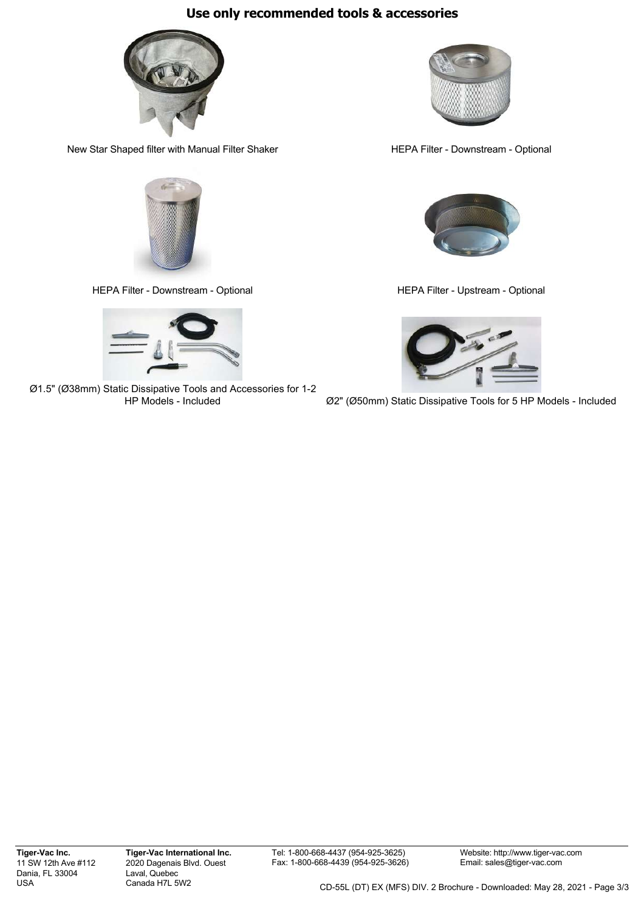## Use only recommended tools & accessories

New Star Shaped filter with Manual Filter Shaker

HEPA Filter - Downstream - Optional

HEPA Filter - Downstream - Optional

HEPA Filter - Upstream - Optional

Ø1.5" (Ø38mm) Static Dissipative Tools and Accessories for 1-2 HP Models - Included

Ø2" (Ø50mm) Static Dissipative Tools for 5 HP Models - Included

**Tiger-Vac Inc.**
11 SW 12th Ave #112
Dania, FL 33004
USA

**Tiger-Vac International Inc.**
2020 Dagenais Blvd. Ouest
Laval, Quebec
Canada H7L 5W2

Tel: 1-800-668-4437 (954-925-3625)
Fax: 1-800-668-4439 (954-925-3626)

Website: http://www.tiger-vac.com
Email: sales@tiger-vac.com

CD-55L (DT) EX (MFS) DIV. 2 Brochure - Downloaded: May 28, 2021